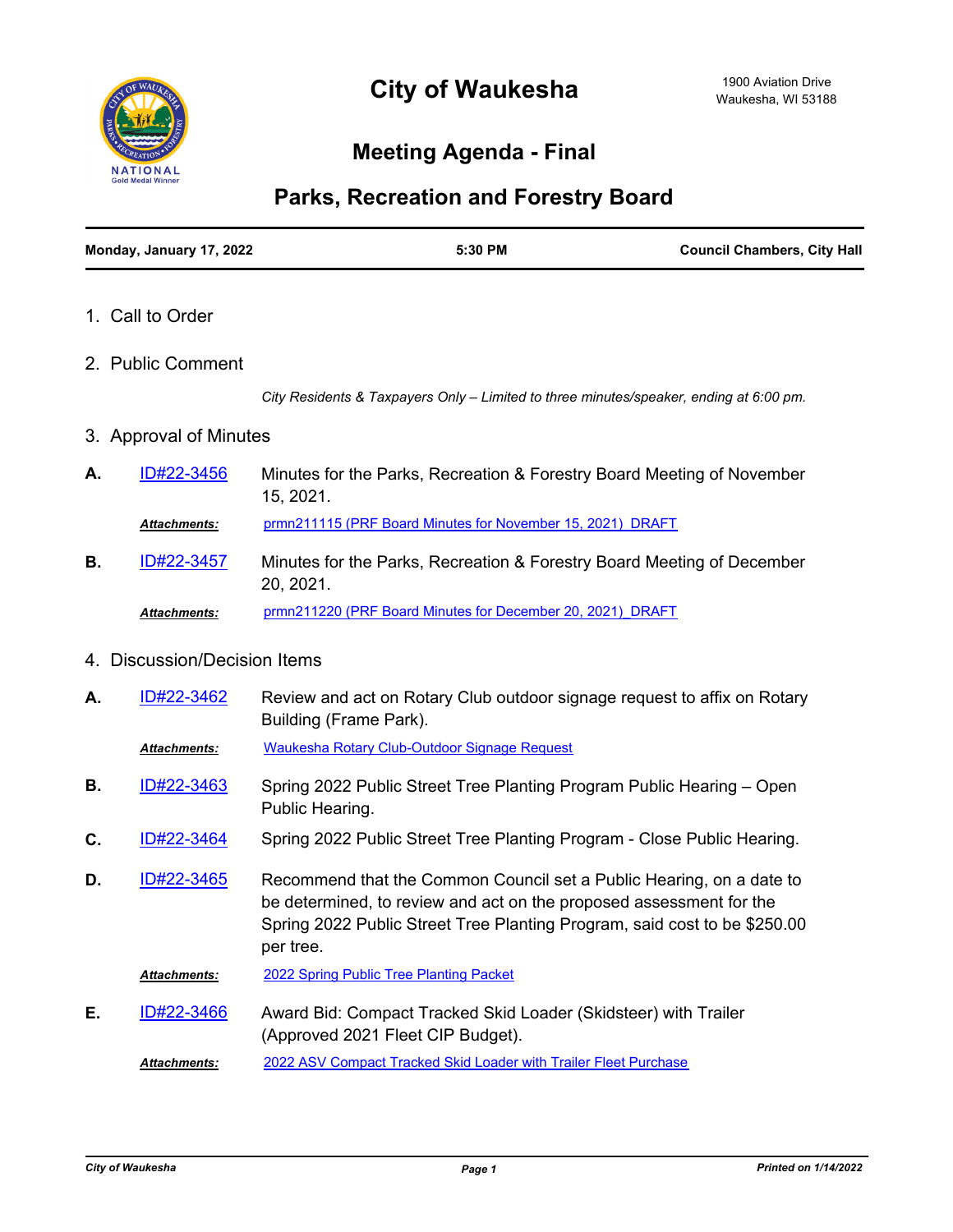# City of Waukesha

1900 Aviation Drive
Waukesha, WI 53188

## Meeting Agenda - Final

## Parks, Recreation and Forestry Board

**Monday, January 17, 2022** | **5:30 PM** | **Council Chambers, City Hall**

1. Call to Order

2. Public Comment

   *City Residents & Taxpayers Only – Limited to three minutes/speaker, ending at 6:00 pm.*

3. Approval of Minutes

**A.** ID#22-3456 Minutes for the Parks, Recreation & Forestry Board Meeting of November 15, 2021.

***Attachments:*** prmn211115 (PRF Board Minutes for November 15, 2021)_DRAFT

**B.** ID#22-3457 Minutes for the Parks, Recreation & Forestry Board Meeting of December 20, 2021.

***Attachments:*** prmn211220 (PRF Board Minutes for December 20, 2021)_DRAFT

4. Discussion/Decision Items

**A.** ID#22-3462 Review and act on Rotary Club outdoor signage request to affix on Rotary Building (Frame Park).

***Attachments:*** Waukesha Rotary Club-Outdoor Signage Request

**B.** ID#22-3463 Spring 2022 Public Street Tree Planting Program Public Hearing – Open Public Hearing.

**C.** ID#22-3464 Spring 2022 Public Street Tree Planting Program - Close Public Hearing.

**D.** ID#22-3465 Recommend that the Common Council set a Public Hearing, on a date to be determined, to review and act on the proposed assessment for the Spring 2022 Public Street Tree Planting Program, said cost to be $250.00 per tree.

***Attachments:*** 2022 Spring Public Tree Planting Packet

**E.** ID#22-3466 Award Bid: Compact Tracked Skid Loader (Skidsteer) with Trailer (Approved 2021 Fleet CIP Budget).

***Attachments:*** 2022 ASV Compact Tracked Skid Loader with Trailer Fleet Purchase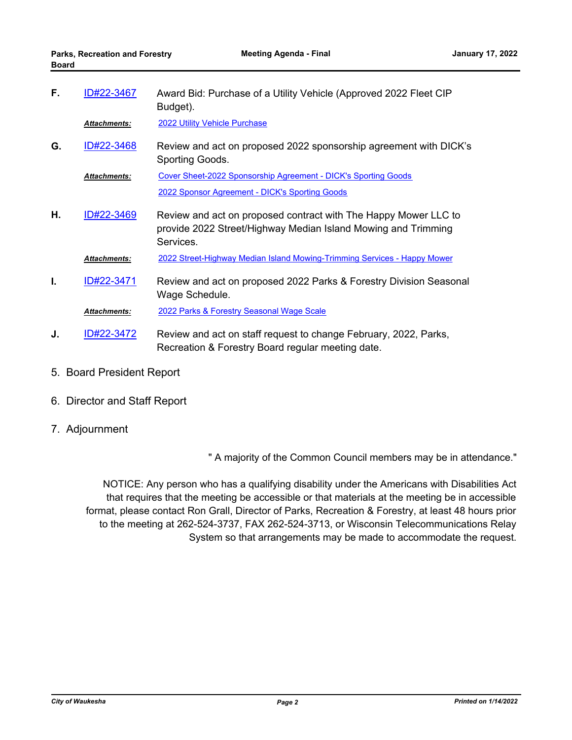**F.** ID#22-3467 Award Bid: Purchase of a Utility Vehicle (Approved 2022 Fleet CIP Budget).

***Attachments:*** 2022 Utility Vehicle Purchase

**G.** ID#22-3468 Review and act on proposed 2022 sponsorship agreement with DICK's Sporting Goods.

***Attachments:*** Cover Sheet-2022 Sponsorship Agreement - DICK's Sporting Goods

2022 Sponsor Agreement - DICK's Sporting Goods

**H.** ID#22-3469 Review and act on proposed contract with The Happy Mower LLC to provide 2022 Street/Highway Median Island Mowing and Trimming Services.

***Attachments:*** 2022 Street-Highway Median Island Mowing-Trimming Services - Happy Mower

**I.** ID#22-3471 Review and act on proposed 2022 Parks & Forestry Division Seasonal Wage Schedule.

***Attachments:*** 2022 Parks & Forestry Seasonal Wage Scale

**J.** ID#22-3472 Review and act on staff request to change February, 2022, Parks, Recreation & Forestry Board regular meeting date.

5. Board President Report

6. Director and Staff Report

7. Adjournment

" A majority of the Common Council members may be in attendance."

NOTICE: Any person who has a qualifying disability under the Americans with Disabilities Act that requires that the meeting be accessible or that materials at the meeting be in accessible format, please contact Ron Grall, Director of Parks, Recreation & Forestry, at least 48 hours prior to the meeting at 262-524-3737, FAX 262-524-3713, or Wisconsin Telecommunications Relay System so that arrangements may be made to accommodate the request.